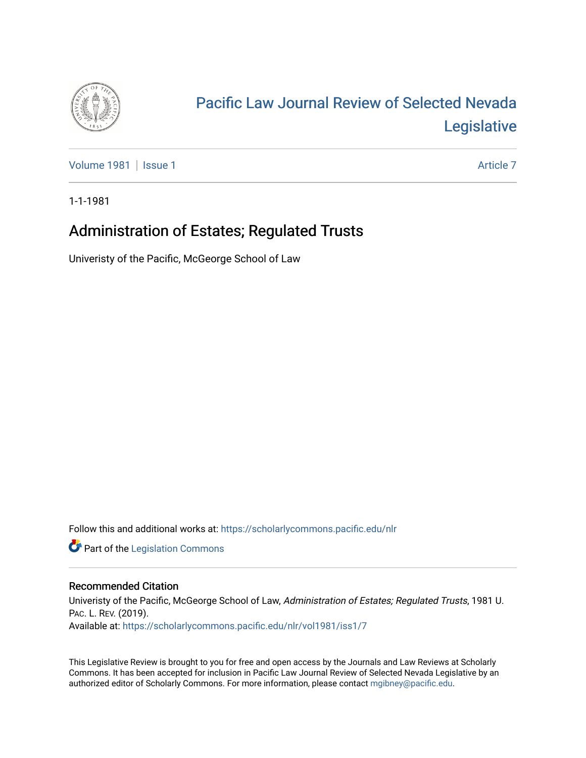# Pacific Law Journal Review of Selected Nevada Legislative

Volume 1981 | Issue 1 Article 7

1-1-1981

## Administration of Estates; Regulated Trusts

Univeristy of the Pacific, McGeorge School of Law

Follow this and additional works at: https://scholarlycommons.pacific.edu/nlr

Part of the Legislation Commons

### Recommended Citation

Univeristy of the Pacific, McGeorge School of Law, *Administration of Estates; Regulated Trusts*, 1981 U. Pac. L. Rev. (2019).
Available at: https://scholarlycommons.pacific.edu/nlr/vol1981/iss1/7

This Legislative Review is brought to you for free and open access by the Journals and Law Reviews at Scholarly Commons. It has been accepted for inclusion in Pacific Law Journal Review of Selected Nevada Legislative by an authorized editor of Scholarly Commons. For more information, please contact mgibney@pacific.edu.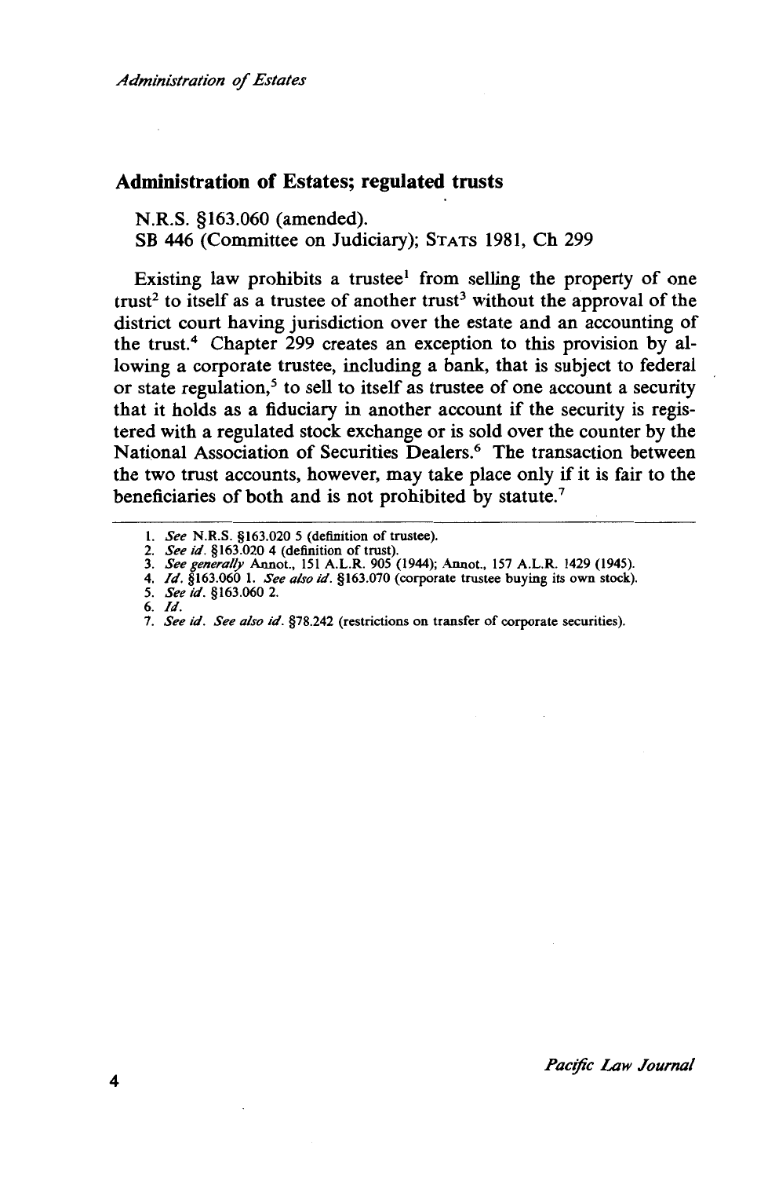## Administration of Estates; regulated trusts

N.R.S. §163.060 (amended).
SB 446 (Committee on Judiciary); STATS 1981, Ch 299

Existing law prohibits a trustee[1] from selling the property of one trust[2] to itself as a trustee of another trust[3] without the approval of the district court having jurisdiction over the estate and an accounting of the trust.[4] Chapter 299 creates an exception to this provision by allowing a corporate trustee, including a bank, that is subject to federal or state regulation,[5] to sell to itself as trustee of one account a security that it holds as a fiduciary in another account if the security is registered with a regulated stock exchange or is sold over the counter by the National Association of Securities Dealers.[6] The transaction between the two trust accounts, however, may take place only if it is fair to the beneficiaries of both and is not prohibited by statute.[7]

---

1. *See* N.R.S. §163.020 5 (definition of trustee).
2. *See id.* §163.020 4 (definition of trust).
3. *See generally* Annot., 151 A.L.R. 905 (1944); Annot., 157 A.L.R. 1429 (1945).
4. *Id.* §163.060 1. *See also id.* §163.070 (corporate trustee buying its own stock).
5. *See id.* §163.060 2.
6. *Id.*
7. *See id. See also id.* §78.242 (restrictions on transfer of corporate securities).